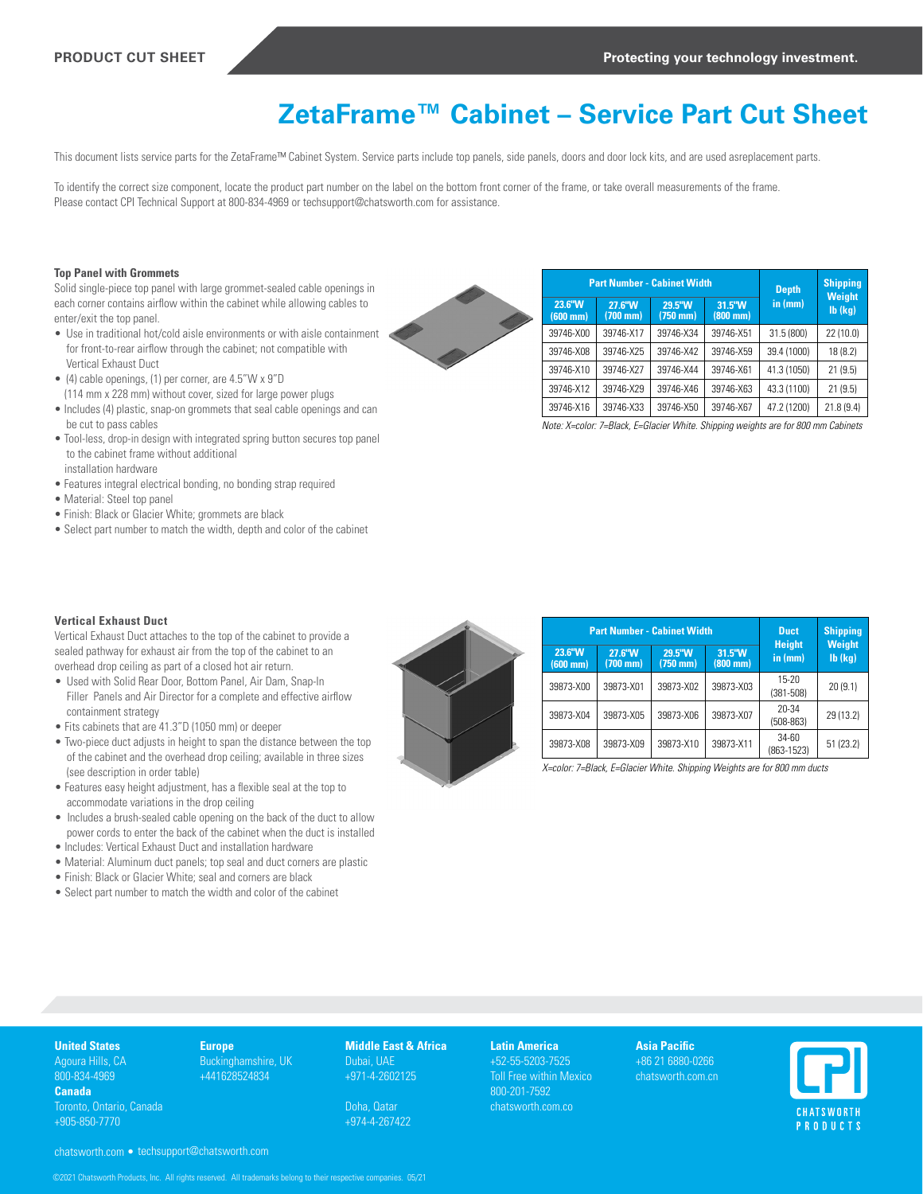# ZetaFrame™ Cabinet – Service Part Cut Sheet

This document lists service parts for the ZetaFrame™ Cabinet System. Service parts include top panels, side panels, doors and door lock kits, and are used asreplacement parts.

To identify the correct size component, locate the product part number on the label on the bottom front corner of the frame, or take overall measurements of the frame. Please contact CPI Technical Support at 800-834-4969 or techsupport@chatsworth.com for assistance.

### Top Panel with Grommets

Solid single-piece top panel with large grommet-sealed cable openings in each corner contains airflow within the cabinet while allowing cables to enter/exit the top panel.

- Use in traditional hot/cold aisle environments or with aisle containment for front-to-rear airflow through the cabinet; not compatible with Vertical Exhaust Duct
- (4) cable openings, (1) per corner, are 4.5"W x 9"D (114 mm x 228 mm) without cover, sized for large power plugs
- Includes (4) plastic, snap-on grommets that seal cable openings and can be cut to pass cables
- Tool-less, drop-in design with integrated spring button secures top panel to the cabinet frame without additional installation hardware
- Features integral electrical bonding, no bonding strap required
- Material: Steel top panel
- Finish: Black or Glacier White; grommets are black
- Select part number to match the width, depth and color of the cabinet

| Part Number - Cabinet Width | | | | Depth in (mm) | Shipping Weight lb (kg) |
|---|---|---|---|---|---|
| 23.6"W (600 mm) | 27.6"W (700 mm) | 29.5"W (750 mm) | 31.5"W (800 mm) | | |
| 39746-X00 | 39746-X17 | 39746-X34 | 39746-X51 | 31.5 (800) | 22 (10.0) |
| 39746-X08 | 39746-X25 | 39746-X42 | 39746-X59 | 39.4 (1000) | 18 (8.2) |
| 39746-X10 | 39746-X27 | 39746-X44 | 39746-X61 | 41.3 (1050) | 21 (9.5) |
| 39746-X12 | 39746-X29 | 39746-X46 | 39746-X63 | 43.3 (1100) | 21 (9.5) |
| 39746-X16 | 39746-X33 | 39746-X50 | 39746-X67 | 47.2 (1200) | 21.8 (9.4) |

*Note: X=color: 7=Black, E=Glacier White. Shipping weights are for 800 mm Cabinets*

### Vertical Exhaust Duct

Vertical Exhaust Duct attaches to the top of the cabinet to provide a sealed pathway for exhaust air from the top of the cabinet to an overhead drop ceiling as part of a closed hot air return.

- Used with Solid Rear Door, Bottom Panel, Air Dam, Snap-In Filler Panels and Air Director for a complete and effective airflow containment strategy
- Fits cabinets that are 41.3"D (1050 mm) or deeper
- Two-piece duct adjusts in height to span the distance between the top of the cabinet and the overhead drop ceiling; available in three sizes (see description in order table)
- Features easy height adjustment, has a flexible seal at the top to accommodate variations in the drop ceiling
- Includes a brush-sealed cable opening on the back of the duct to allow power cords to enter the back of the cabinet when the duct is installed
- Includes: Vertical Exhaust Duct and installation hardware
- Material: Aluminum duct panels; top seal and duct corners are plastic
- Finish: Black or Glacier White; seal and corners are black
- Select part number to match the width and color of the cabinet

| Part Number - Cabinet Width | | | | Duct Height in (mm) | Shipping Weight lb (kg) |
|---|---|---|---|---|---|
| 23.6"W (600 mm) | 27.6"W (700 mm) | 29.5"W (750 mm) | 31.5"W (800 mm) | | |
| 39873-X00 | 39873-X01 | 39873-X02 | 39873-X03 | 15-20 (381-508) | 20 (9.1) |
| 39873-X04 | 39873-X05 | 39873-X06 | 39873-X07 | 20-34 (508-863) | 29 (13.2) |
| 39873-X08 | 39873-X09 | 39873-X10 | 39873-X11 | 34-60 (863-1523) | 51 (23.2) |

*X=color: 7=Black, E=Glacier White. Shipping Weights are for 800 mm ducts*

**United States**
Agoura Hills, CA
800-834-4969

**Canada**
Toronto, Ontario, Canada
+905-850-7770

**Europe**
Buckinghamshire, UK
+441628524834

**Middle East & Africa**
Dubai, UAE
+971-4-2602125

Doha, Qatar
+974-4-267422

**Latin America**
+52-55-5203-7525
Toll Free within Mexico
800-201-7592
chatsworth.com.co

**Asia Pacific**
+86 21 6880-0266
chatsworth.com.cn

chatsworth.com • techsupport@chatsworth.com

©2021 Chatsworth Products, Inc. All rights reserved. All trademarks belong to their respective companies. 05/21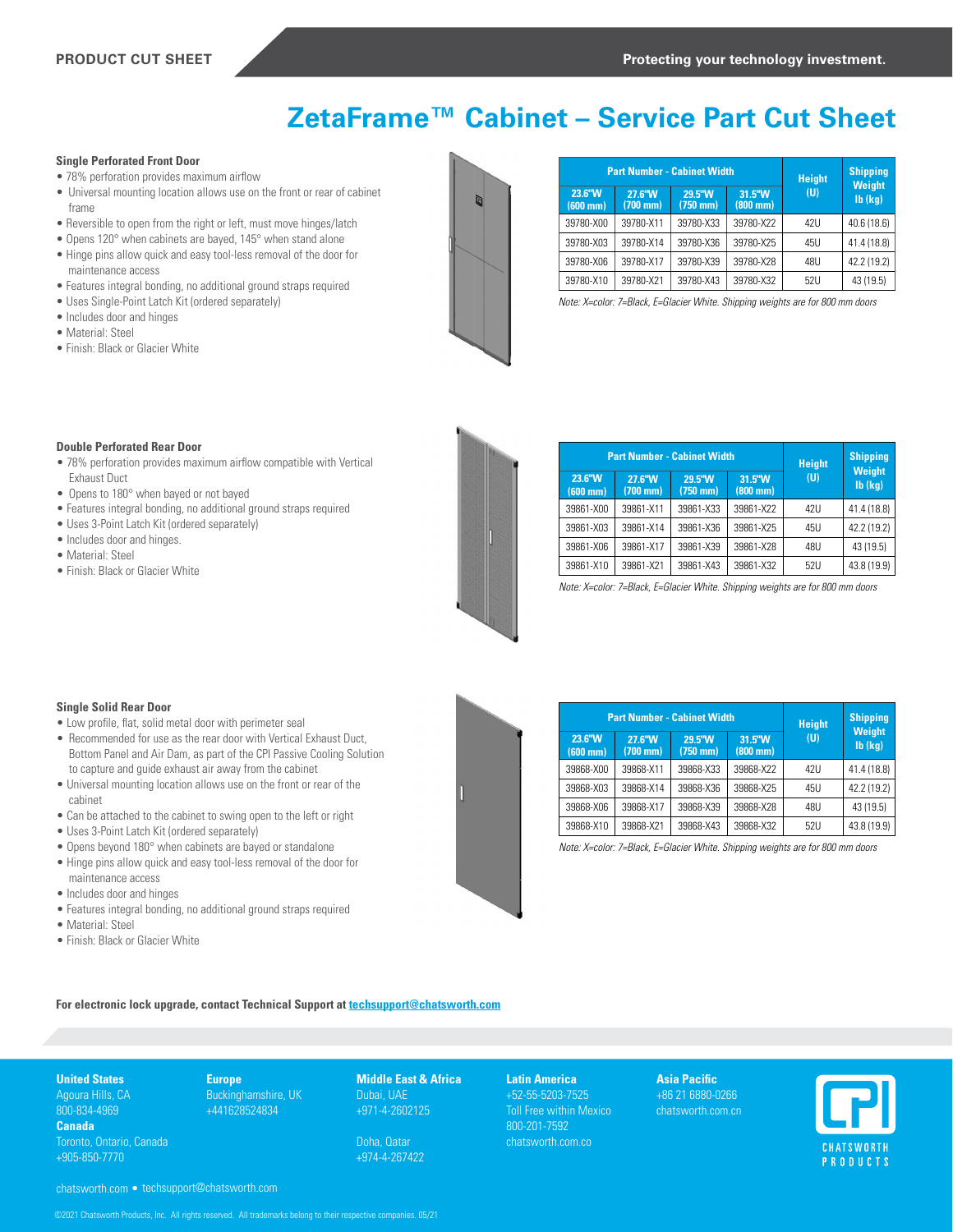# ZetaFrame™ Cabinet – Service Part Cut Sheet

### Single Perforated Front Door

- 78% perforation provides maximum airflow
- Universal mounting location allows use on the front or rear of cabinet frame
- Reversible to open from the right or left, must move hinges/latch
- Opens 120° when cabinets are bayed, 145° when stand alone
- Hinge pins allow quick and easy tool-less removal of the door for maintenance access
- Features integral bonding, no additional ground straps required
- Uses Single-Point Latch Kit (ordered separately)
- Includes door and hinges
- Material: Steel
- Finish: Black or Glacier White

| Part Number - Cabinet Width | | | | Height (U) | Shipping Weight lb (kg) |
|---|---|---|---|---|---|
| 23.6"W (600 mm) | 27.6"W (700 mm) | 29.5"W (750 mm) | 31.5"W (800 mm) | | |
| 39780-X00 | 39780-X11 | 39780-X33 | 39780-X22 | 42U | 40.6 (18.6) |
| 39780-X03 | 39780-X14 | 39780-X36 | 39780-X25 | 45U | 41.4 (18.8) |
| 39780-X06 | 39780-X17 | 39780-X39 | 39780-X28 | 48U | 42.2 (19.2) |
| 39780-X10 | 39780-X21 | 39780-X43 | 39780-X32 | 52U | 43 (19.5) |

*Note: X=color: 7=Black, E=Glacier White. Shipping weights are for 800 mm doors*

### Double Perforated Rear Door

- 78% perforation provides maximum airflow compatible with Vertical Exhaust Duct
- Opens to 180° when bayed or not bayed
- Features integral bonding, no additional ground straps required
- Uses 3-Point Latch Kit (ordered separately)
- Includes door and hinges.
- Material: Steel
- Finish: Black or Glacier White

| Part Number - Cabinet Width | | | | Height (U) | Shipping Weight lb (kg) |
|---|---|---|---|---|---|
| 23.6"W (600 mm) | 27.6"W (700 mm) | 29.5"W (750 mm) | 31.5"W (800 mm) | | |
| 39861-X00 | 39861-X11 | 39861-X33 | 39861-X22 | 42U | 41.4 (18.8) |
| 39861-X03 | 39861-X14 | 39861-X36 | 39861-X25 | 45U | 42.2 (19.2) |
| 39861-X06 | 39861-X17 | 39861-X39 | 39861-X28 | 48U | 43 (19.5) |
| 39861-X10 | 39861-X21 | 39861-X43 | 39861-X32 | 52U | 43.8 (19.9) |

*Note: X=color: 7=Black, E=Glacier White. Shipping weights are for 800 mm doors*

### Single Solid Rear Door

- Low profile, flat, solid metal door with perimeter seal
- Recommended for use as the rear door with Vertical Exhaust Duct, Bottom Panel and Air Dam, as part of the CPI Passive Cooling Solution to capture and guide exhaust air away from the cabinet
- Universal mounting location allows use on the front or rear of the cabinet
- Can be attached to the cabinet to swing open to the left or right
- Uses 3-Point Latch Kit (ordered separately)
- Opens beyond 180° when cabinets are bayed or standalone
- Hinge pins allow quick and easy tool-less removal of the door for maintenance access
- Includes door and hinges
- Features integral bonding, no additional ground straps required
- Material: Steel
- Finish: Black or Glacier White

| Part Number - Cabinet Width | | | | Height (U) | Shipping Weight lb (kg) |
|---|---|---|---|---|---|
| 23.6"W (600 mm) | 27.6"W (700 mm) | 29.5"W (750 mm) | 31.5"W (800 mm) | | |
| 39868-X00 | 39868-X11 | 39868-X33 | 39868-X22 | 42U | 41.4 (18.8) |
| 39868-X03 | 39868-X14 | 39868-X36 | 39868-X25 | 45U | 42.2 (19.2) |
| 39868-X06 | 39868-X17 | 39868-X39 | 39868-X28 | 48U | 43 (19.5) |
| 39868-X10 | 39868-X21 | 39868-X43 | 39868-X32 | 52U | 43.8 (19.9) |

*Note: X=color: 7=Black, E=Glacier White. Shipping weights are for 800 mm doors*

**For electronic lock upgrade, contact Technical Support at techsupport@chatsworth.com**

**United States**
Agoura Hills, CA
800-834-4969

**Canada**
Toronto, Ontario, Canada
+905-850-7770

**Europe**
Buckinghamshire, UK
+441628524834

**Middle East & Africa**
Dubai, UAE
+971-4-2602125

Doha, Qatar
+974-4-267422

**Latin America**
+52-55-5203-7525
Toll Free within Mexico
800-201-7592
chatsworth.com.co

**Asia Pacific**
+86 21 6880-0266
chatsworth.com.cn

CHATSWORTH PRODUCTS

chatsworth.com • techsupport@chatsworth.com

©2021 Chatsworth Products, Inc. All rights reserved. All trademarks belong to their respective companies. 05/21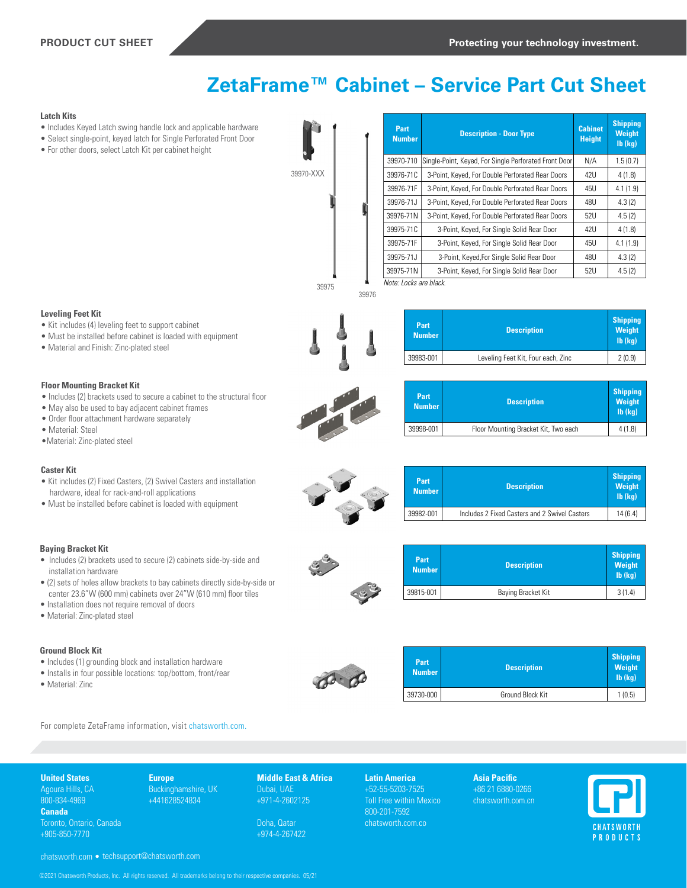PRODUCT CUT SHEET

Protecting your technology investment.

# ZetaFrame™ Cabinet – Service Part Cut Sheet

### Latch Kits

- Includes Keyed Latch swing handle lock and applicable hardware
- Select single-point, keyed latch for Single Perforated Front Door
- For other doors, select Latch Kit per cabinet height

39970-XXX

39975

39976

| Part Number | Description - Door Type | Cabinet Height | Shipping Weight lb (kg) |
|---|---|---|---|
| 39970-710 | Single-Point, Keyed, For Single Perforated Front Door | N/A | 1.5 (0.7) |
| 39976-71C | 3-Point, Keyed, For Double Perforated Rear Doors | 42U | 4 (1.8) |
| 39976-71F | 3-Point, Keyed, For Double Perforated Rear Doors | 45U | 4.1 (1.9) |
| 39976-71J | 3-Point, Keyed, For Double Perforated Rear Doors | 48U | 4.3 (2) |
| 39976-71N | 3-Point, Keyed, For Double Perforated Rear Doors | 52U | 4.5 (2) |
| 39975-71C | 3-Point, Keyed, For Single Solid Rear Door | 42U | 4 (1.8) |
| 39975-71F | 3-Point, Keyed, For Single Solid Rear Door | 45U | 4.1 (1.9) |
| 39975-71J | 3-Point, Keyed,For Single Solid Rear Door | 48U | 4.3 (2) |
| 39975-71N | 3-Point, Keyed, For Single Solid Rear Door | 52U | 4.5 (2) |

*Note: Locks are black.*

### Leveling Feet Kit

- Kit includes (4) leveling feet to support cabinet
- Must be installed before cabinet is loaded with equipment
- Material and Finish: Zinc-plated steel

| Part Number | Description | Shipping Weight lb (kg) |
|---|---|---|
| 39983-001 | Leveling Feet Kit, Four each, Zinc | 2 (0.9) |

### Floor Mounting Bracket Kit

- Includes (2) brackets used to secure a cabinet to the structural floor
- May also be used to bay adjacent cabinet frames
- Order floor attachment hardware separately
- Material: Steel
- Material: Zinc-plated steel

| Part Number | Description | Shipping Weight lb (kg) |
|---|---|---|
| 39998-001 | Floor Mounting Bracket Kit, Two each | 4 (1.8) |

### Caster Kit

- Kit includes (2) Fixed Casters, (2) Swivel Casters and installation hardware, ideal for rack-and-roll applications
- Must be installed before cabinet is loaded with equipment

| Part Number | Description | Shipping Weight lb (kg) |
|---|---|---|
| 39982-001 | Includes 2 Fixed Casters and 2 Swivel Casters | 14 (6.4) |

### Baying Bracket Kit

- Includes (2) brackets used to secure (2) cabinets side-by-side and installation hardware
- (2) sets of holes allow brackets to bay cabinets directly side-by-side or center 23.6"W (600 mm) cabinets over 24"W (610 mm) floor tiles
- Installation does not require removal of doors
- Material: Zinc-plated steel

| Part Number | Description | Shipping Weight lb (kg) |
|---|---|---|
| 39815-001 | Baying Bracket Kit | 3 (1.4) |

### Ground Block Kit

- Includes (1) grounding block and installation hardware
- Installs in four possible locations: top/bottom, front/rear
- Material: Zinc

| Part Number | Description | Shipping Weight lb (kg) |
|---|---|---|
| 39730-000 | Ground Block Kit | 1 (0.5) |

For complete ZetaFrame information, visit chatsworth.com.

**United States**
Agoura Hills, CA
800-834-4969

**Canada**
Toronto, Ontario, Canada
+905-850-7770

**Europe**
Buckinghamshire, UK
+441628524834

**Middle East & Africa**
Dubai, UAE
+971-4-2602125

Doha, Qatar
+974-4-267422

**Latin America**
+52-55-5203-7525
Toll Free within Mexico
800-201-7592
chatsworth.com.co

**Asia Pacific**
+86 21 6880-0266
chatsworth.com.cn

CHATSWORTH PRODUCTS

chatsworth.com • techsupport@chatsworth.com

©2021 Chatsworth Products, Inc. All rights reserved. All trademarks belong to their respective companies. 05/21